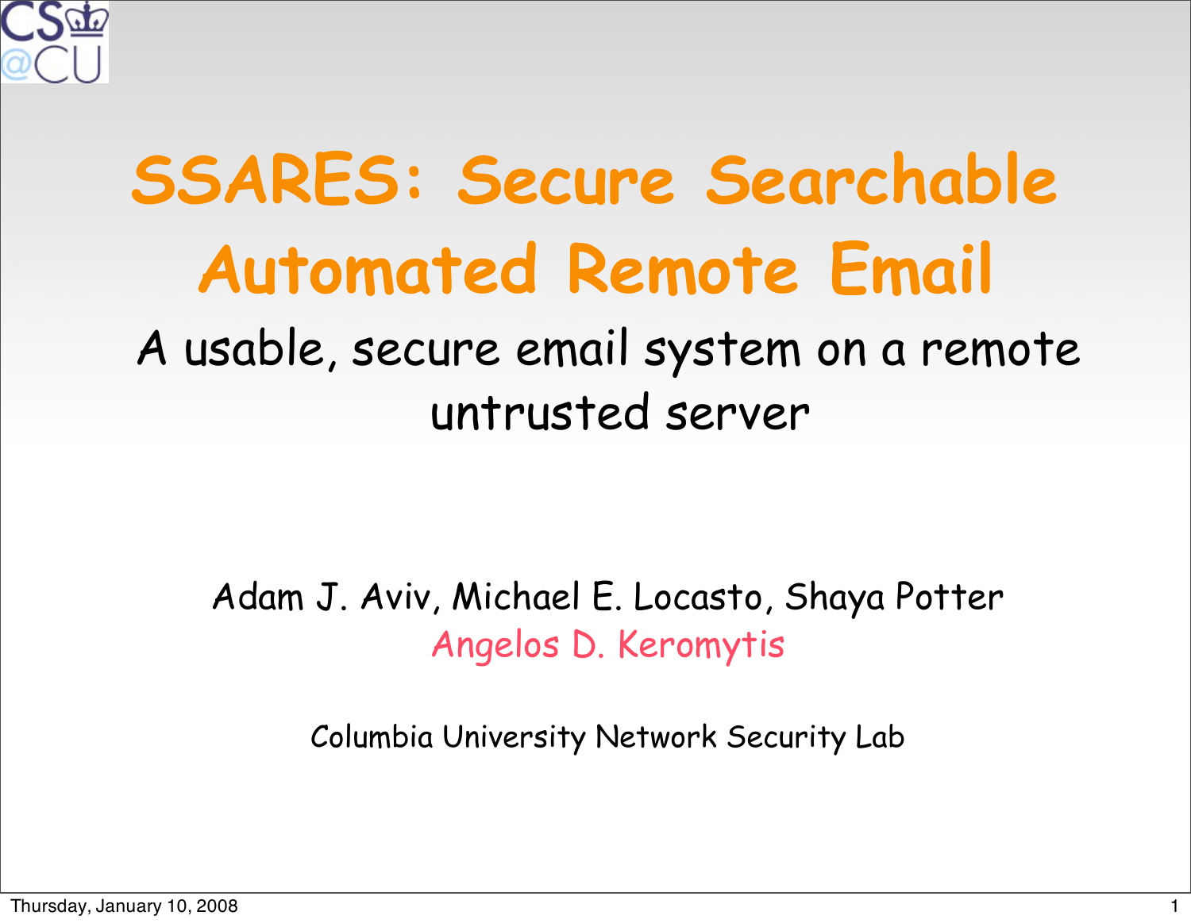# SSARES: Secure Searchable Automated Remote Email

A usable, secure email system on a remote untrusted server

Adam J. Aviv, Michael E. Locasto, Shaya Potter

Angelos D. Keromytis

Columbia University Network Security Lab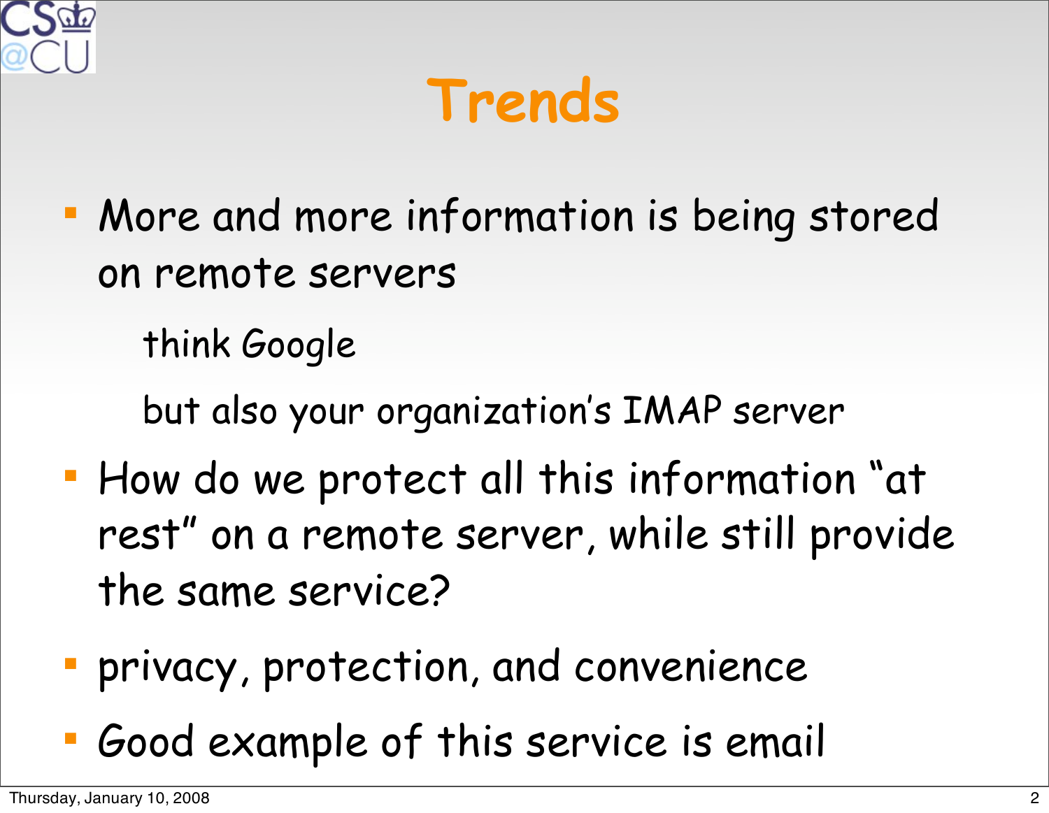# Trends

- More and more information is being stored on remote servers
  - think Google
  - but also your organization's IMAP server
- How do we protect all this information "at rest" on a remote server, while still provide the same service?
- privacy, protection, and convenience
- Good example of this service is email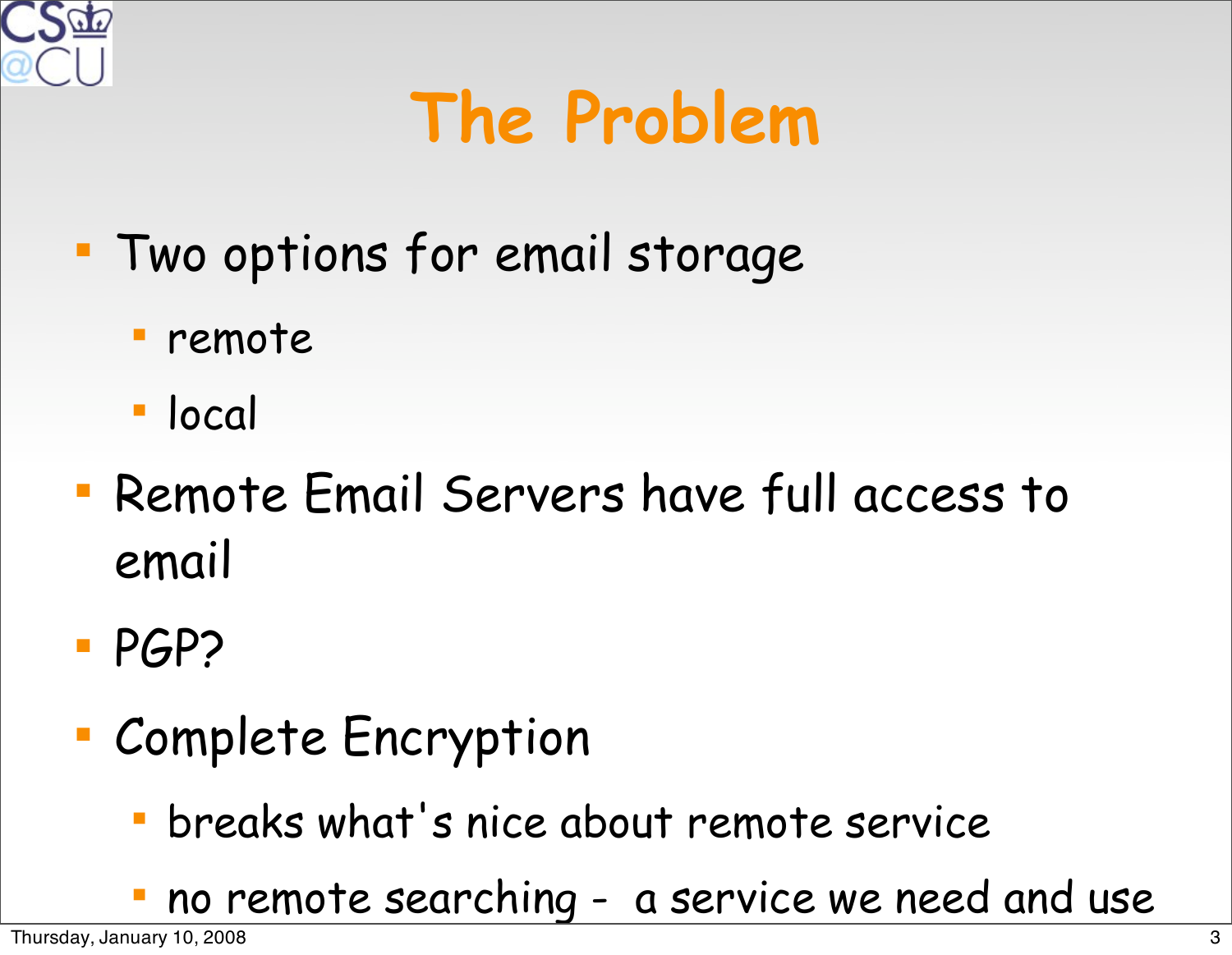# The Problem

- Two options for email storage
  - remote
  - local
- Remote Email Servers have full access to email
- PGP?
- Complete Encryption
  - breaks what's nice about remote service
  - no remote searching - a service we need and use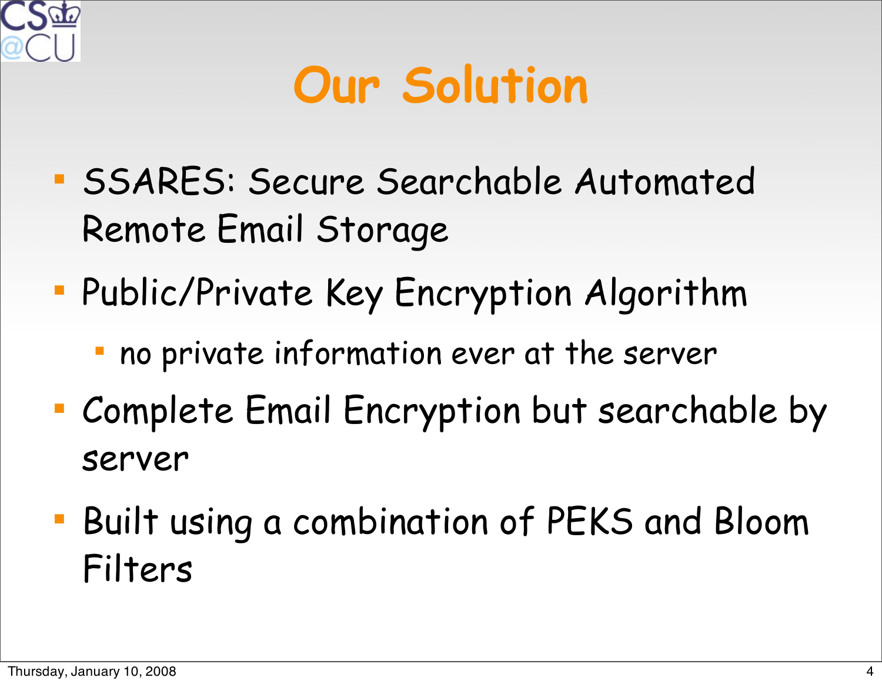# Our Solution

- SSARES: Secure Searchable Automated Remote Email Storage
- Public/Private Key Encryption Algorithm
  - no private information ever at the server
- Complete Email Encryption but searchable by server
- Built using a combination of PEKS and Bloom Filters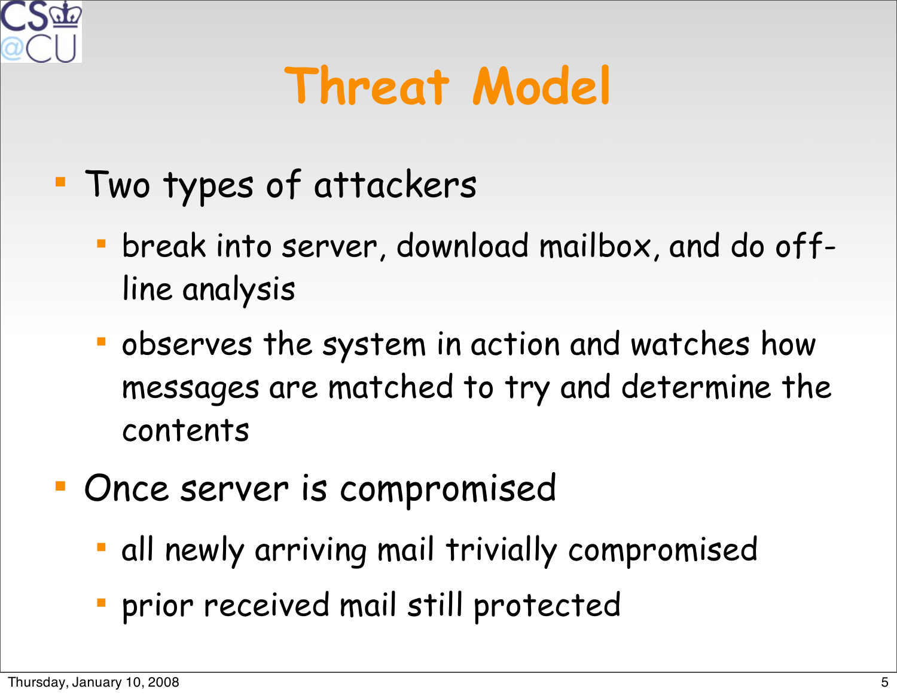# Threat Model

- Two types of attackers
  - break into server, download mailbox, and do off-line analysis
  - observes the system in action and watches how messages are matched to try and determine the contents
- Once server is compromised
  - all newly arriving mail trivially compromised
  - prior received mail still protected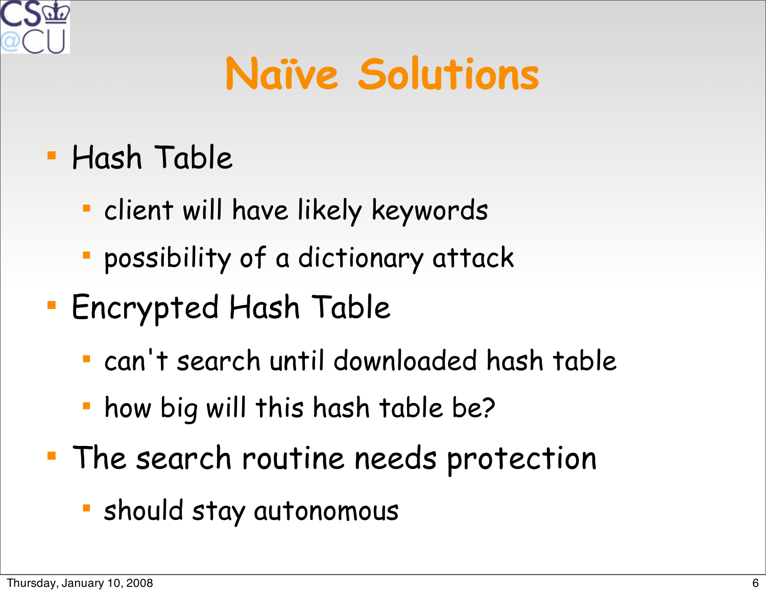# Naïve Solutions

- Hash Table
  - client will have likely keywords
  - possibility of a dictionary attack
- Encrypted Hash Table
  - can't search until downloaded hash table
  - how big will this hash table be?
- The search routine needs protection
  - should stay autonomous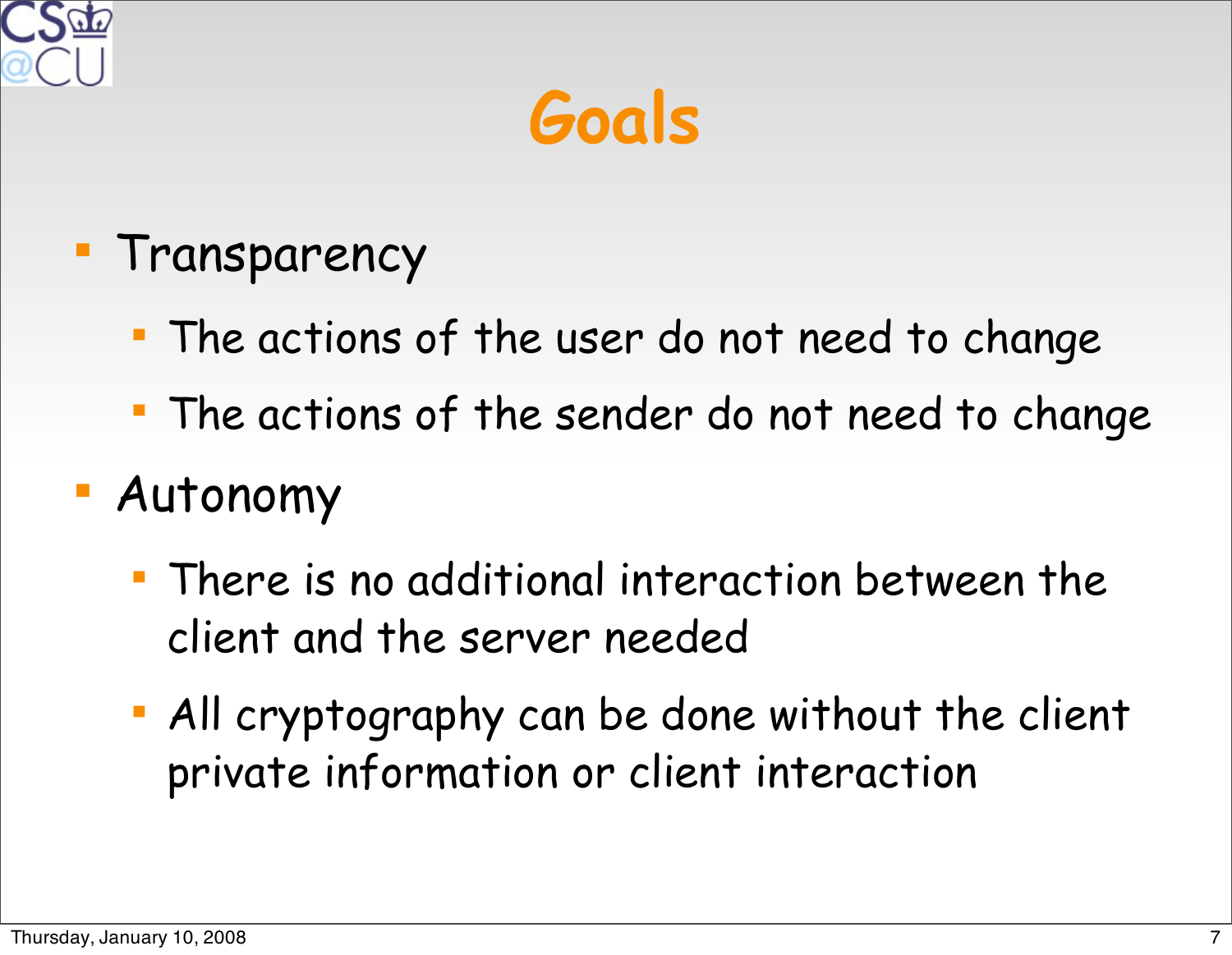# Goals

- Transparency
  - The actions of the user do not need to change
  - The actions of the sender do not need to change
- Autonomy
  - There is no additional interaction between the client and the server needed
  - All cryptography can be done without the client private information or client interaction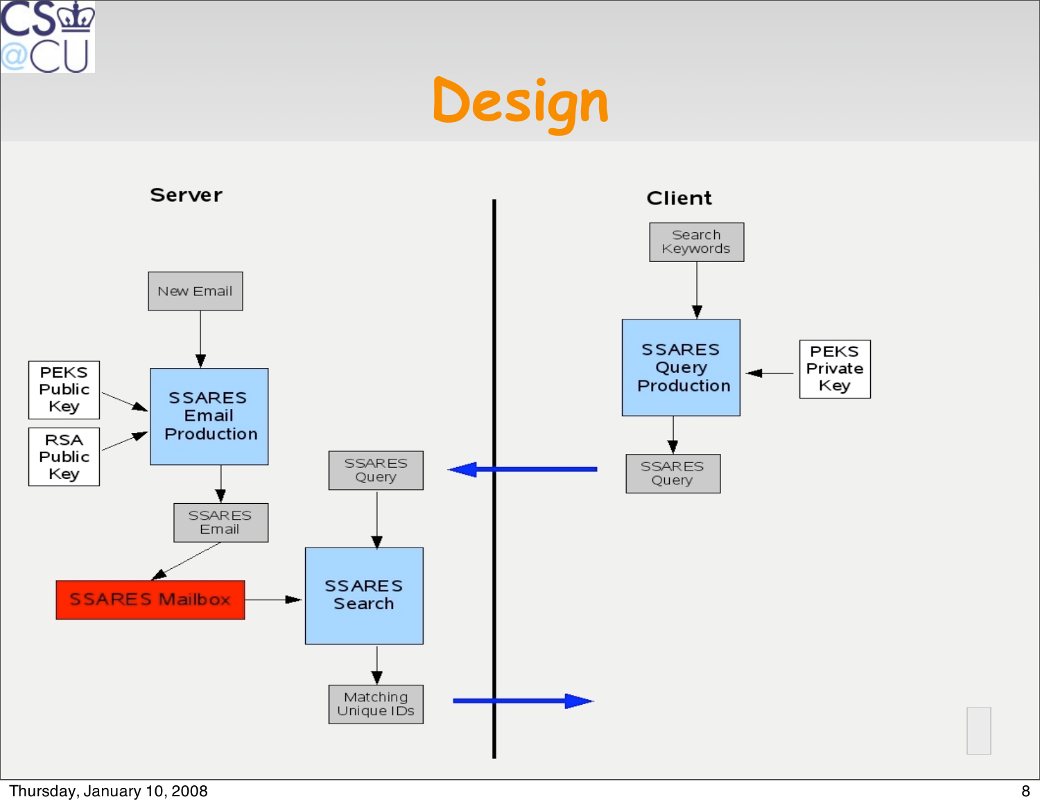# Design

**Server**

New Email

PEKS Public Key

RSA Public Key

SSARES Email Production

SSARES Email

SSARES Mailbox

SSARES Query

SSARES Search

Matching Unique IDs

**Client**

Search Keywords

SSARES Query Production

PEKS Private Key

SSARES Query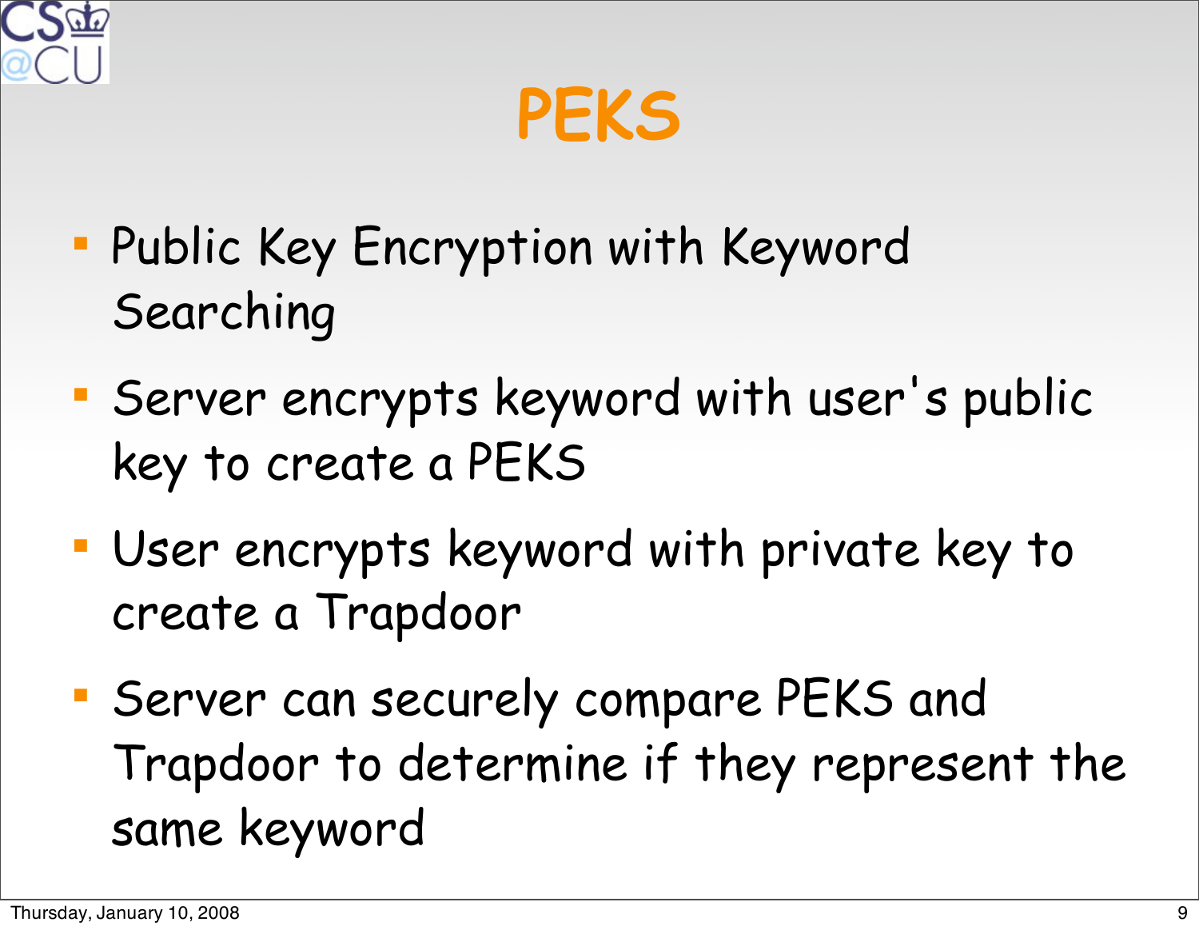# PEKS

- Public Key Encryption with Keyword Searching
- Server encrypts keyword with user's public key to create a PEKS
- User encrypts keyword with private key to create a Trapdoor
- Server can securely compare PEKS and Trapdoor to determine if they represent the same keyword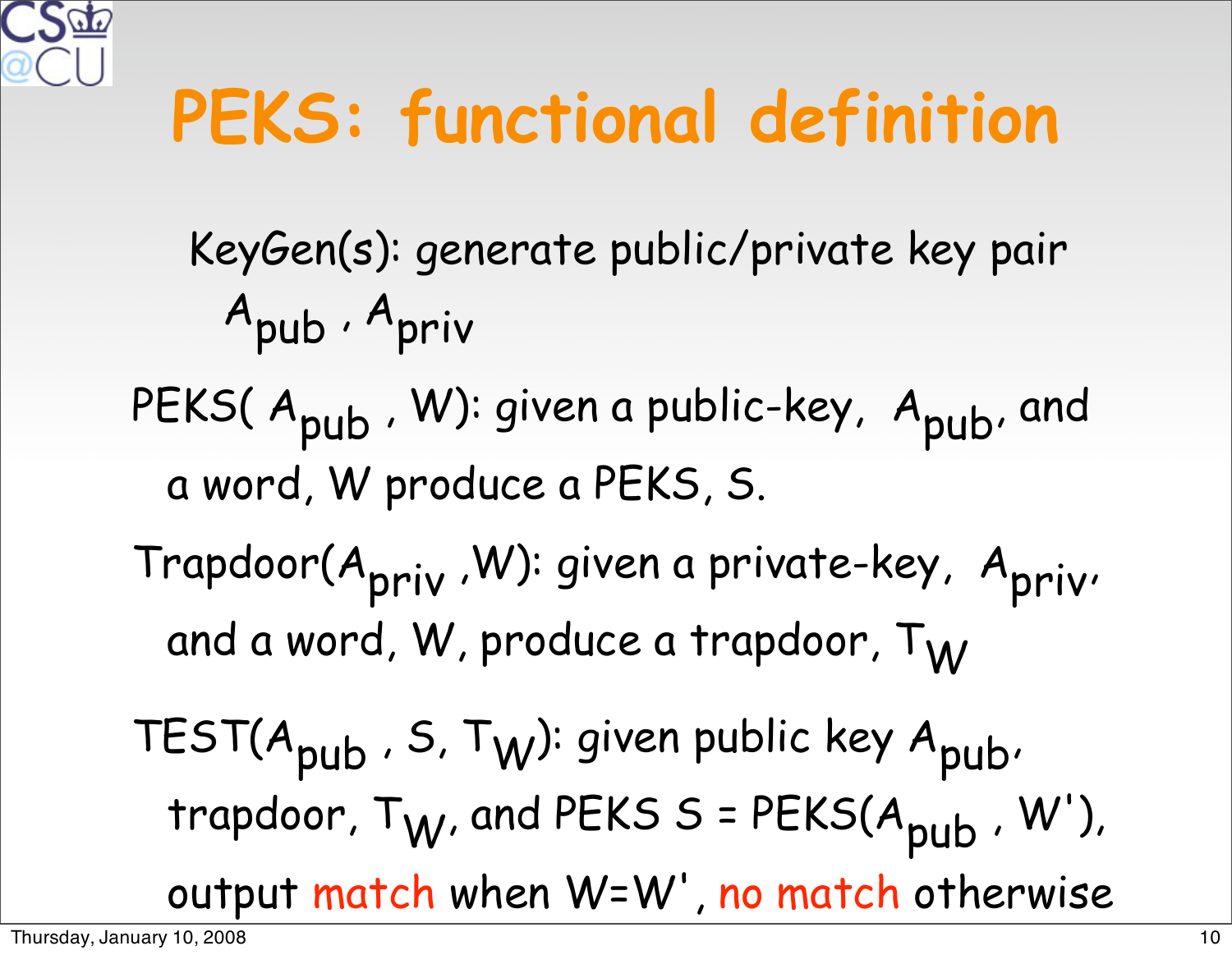# PEKS: functional definition

KeyGen(s): generate public/private key pair $A_{pub}$, $A_{priv}$

PEKS( $A_{pub}$ , W): given a public-key, $A_{pub}$, and a word, W produce a PEKS, S.

Trapdoor($A_{priv}$ ,W): given a private-key, $A_{priv}$, and a word, W, produce a trapdoor, $T_W$

TEST($A_{pub}$ , S, $T_W$): given public key $A_{pub}$, trapdoor, $T_W$, and PEKS S = PEKS($A_{pub}$ , W'), output match when W=W', no match otherwise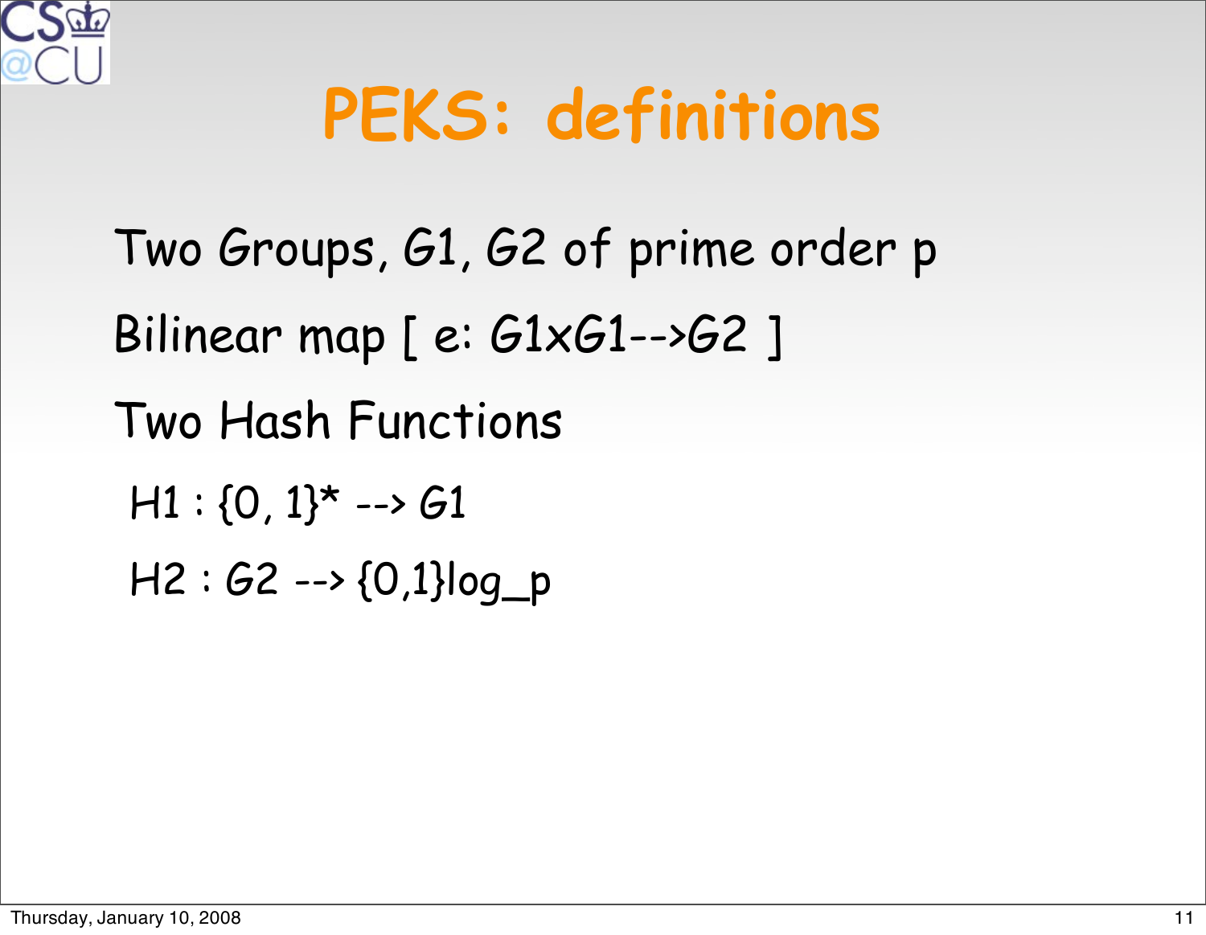# PEKS: definitions

Two Groups, $G1$, $G2$ of prime order $p$

Bilinear map [ $e: G1 \times G1 \rightarrow G2$ ]

Two Hash Functions

- $H1 : \{0, 1\}^* \rightarrow G1$
- $H2 : G2 \rightarrow \{0,1\}^{\log\_p}$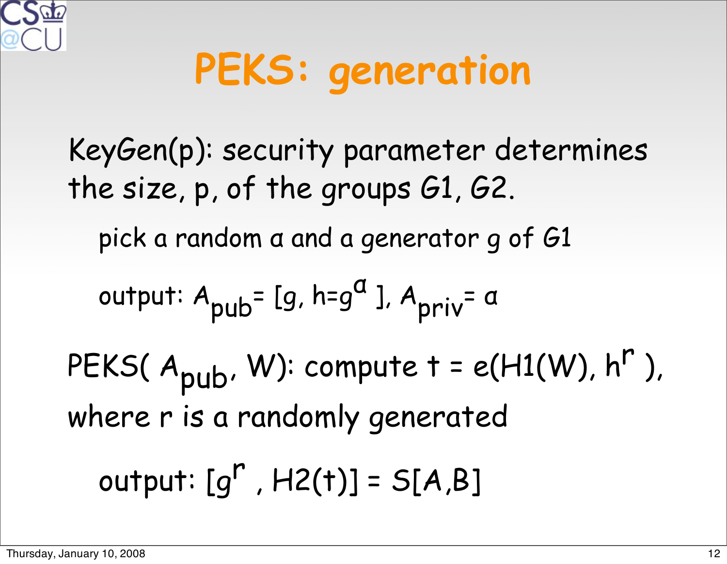# PEKS: generation

KeyGen(p): security parameter determines the size, p, of the groups G1, G2.

- pick a random $\alpha$ and a generator g of G1
- output: $A_{pub}$= [g, $h=g^{\alpha}$ ], $A_{priv}$= $\alpha$

PEKS( $A_{pub}$, W): compute t = $e(H1(W), h^r)$, where r is a randomly generated

- output: [$g^r$ , H2(t)] = S[A,B]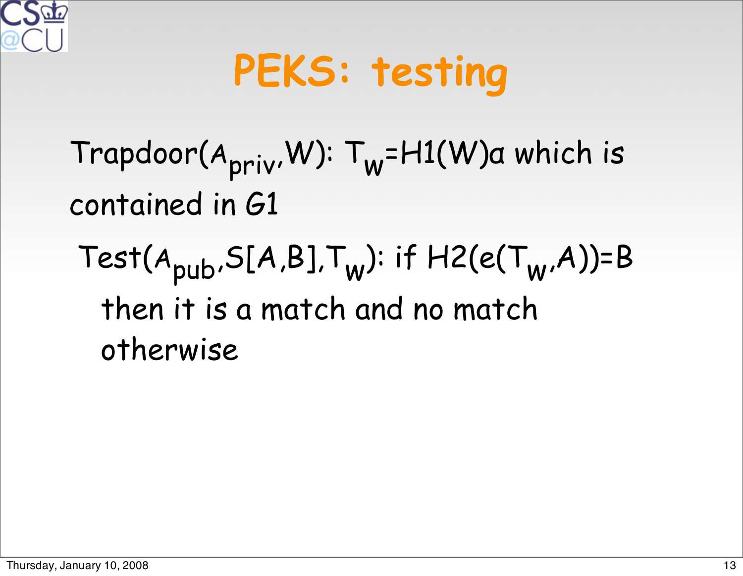# PEKS: testing

Trapdoor($A_{priv}$,W): $T_W$=H1(W)a which is contained in G1

Test($A_{pub}$,S[A,B],$T_W$): if H2(e($T_W$,A))=B then it is a match and no match otherwise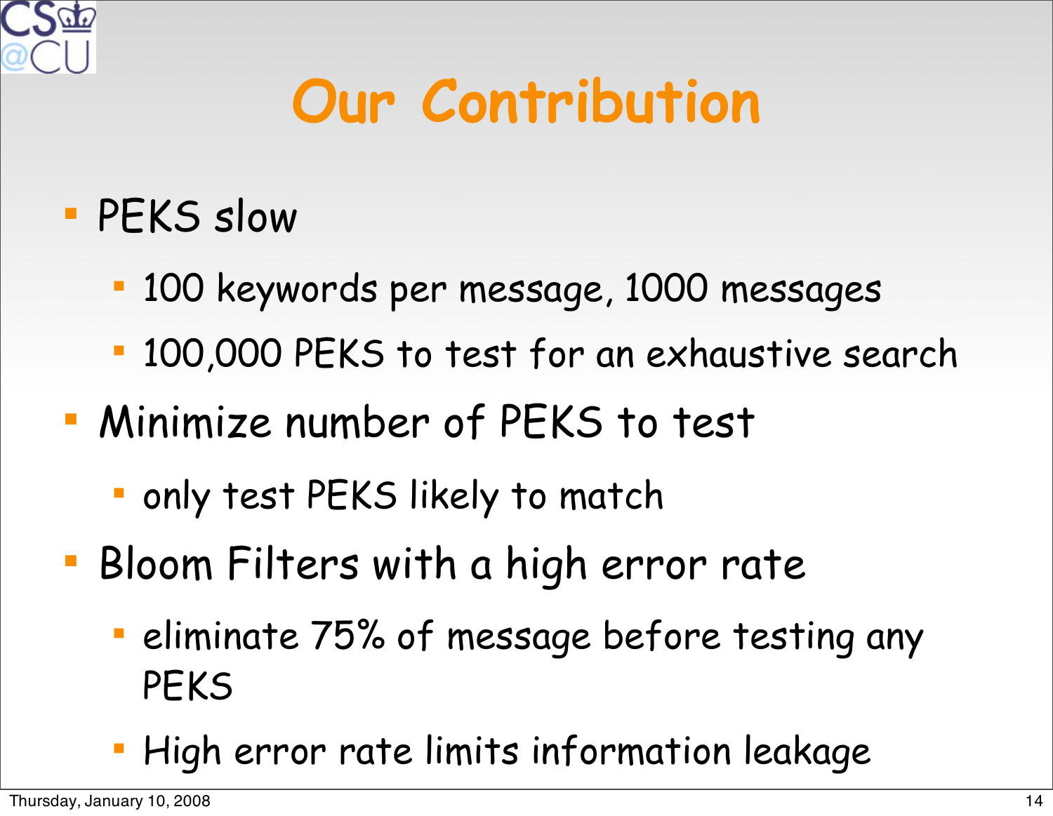# Our Contribution

- PEKS slow
  - 100 keywords per message, 1000 messages
  - 100,000 PEKS to test for an exhaustive search
- Minimize number of PEKS to test
  - only test PEKS likely to match
- Bloom Filters with a high error rate
  - eliminate 75% of message before testing any PEKS
  - High error rate limits information leakage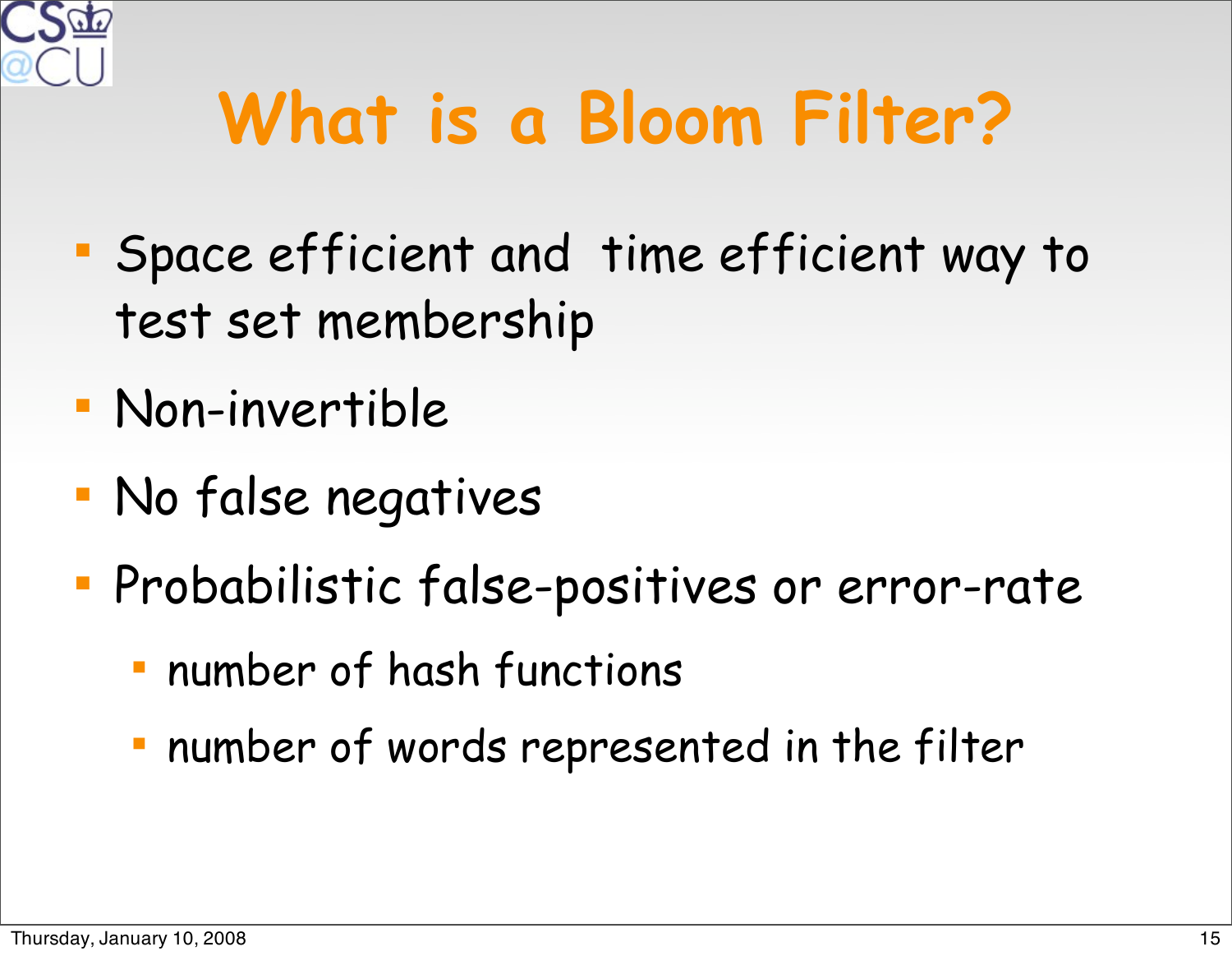# What is a Bloom Filter?

- Space efficient and time efficient way to test set membership
- Non-invertible
- No false negatives
- Probabilistic false-positives or error-rate
  - number of hash functions
  - number of words represented in the filter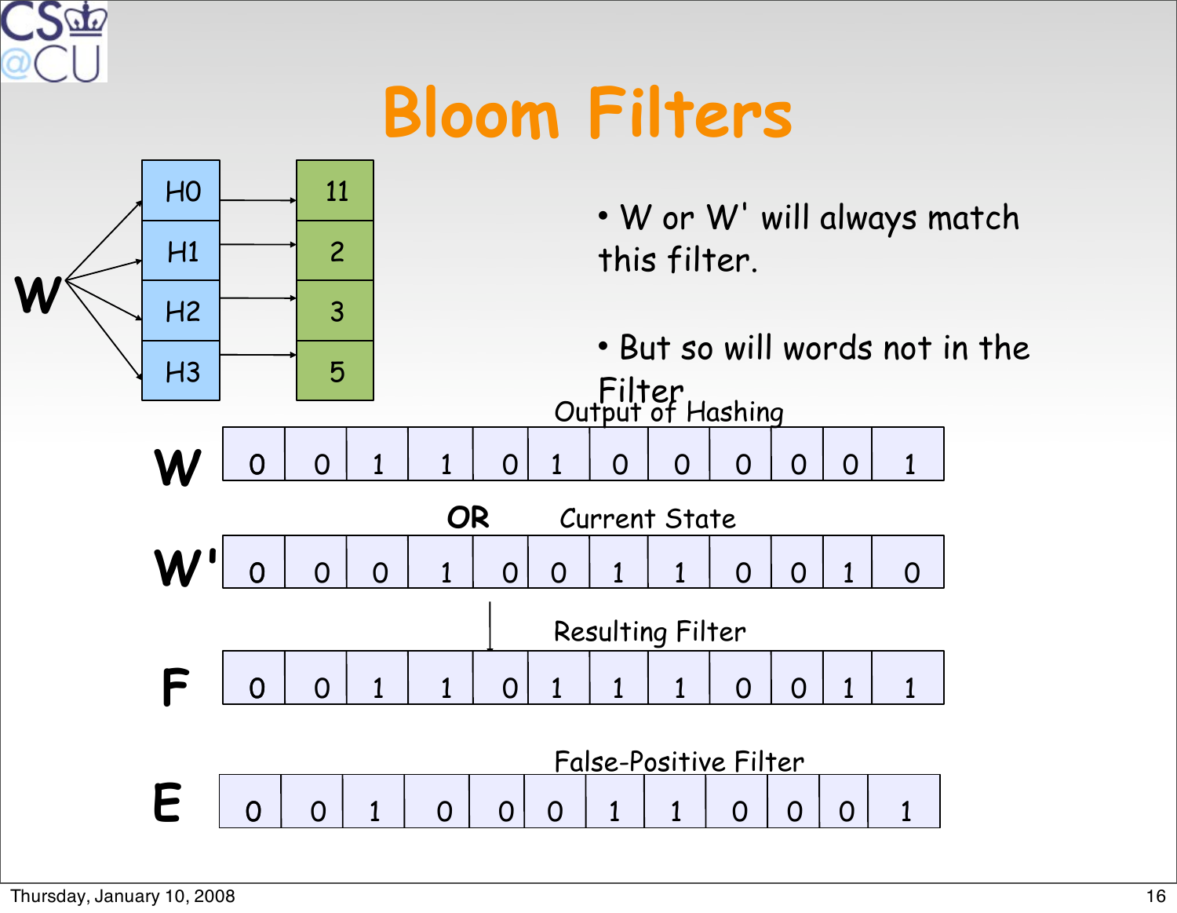# Bloom Filters

| W | |
|---|---|
| H0 | 11 |
| H1 | 2 |
| H2 | 3 |
| H3 | 5 |

- W or W' will always match this filter.
- But so will words not in the Filter

Output of Hashing

| W | 0 | 0 | 1 | 1 | 0 | 1 | 0 | 0 | 0 | 0 | 0 | 1 |
|---|---|---|---|---|---|---|---|---|---|---|---|---|

**OR** Current State

| W' | 0 | 0 | 0 | 1 | 0 | 0 | 1 | 1 | 0 | 0 | 1 | 0 |
|---|---|---|---|---|---|---|---|---|---|---|---|---|

Resulting Filter

| F | 0 | 0 | 1 | 1 | 0 | 1 | 1 | 1 | 0 | 0 | 1 | 1 |
|---|---|---|---|---|---|---|---|---|---|---|---|---|

False-Positive Filter

| E | 0 | 0 | 1 | 0 | 0 | 0 | 1 | 1 | 0 | 0 | 0 | 1 |
|---|---|---|---|---|---|---|---|---|---|---|---|---|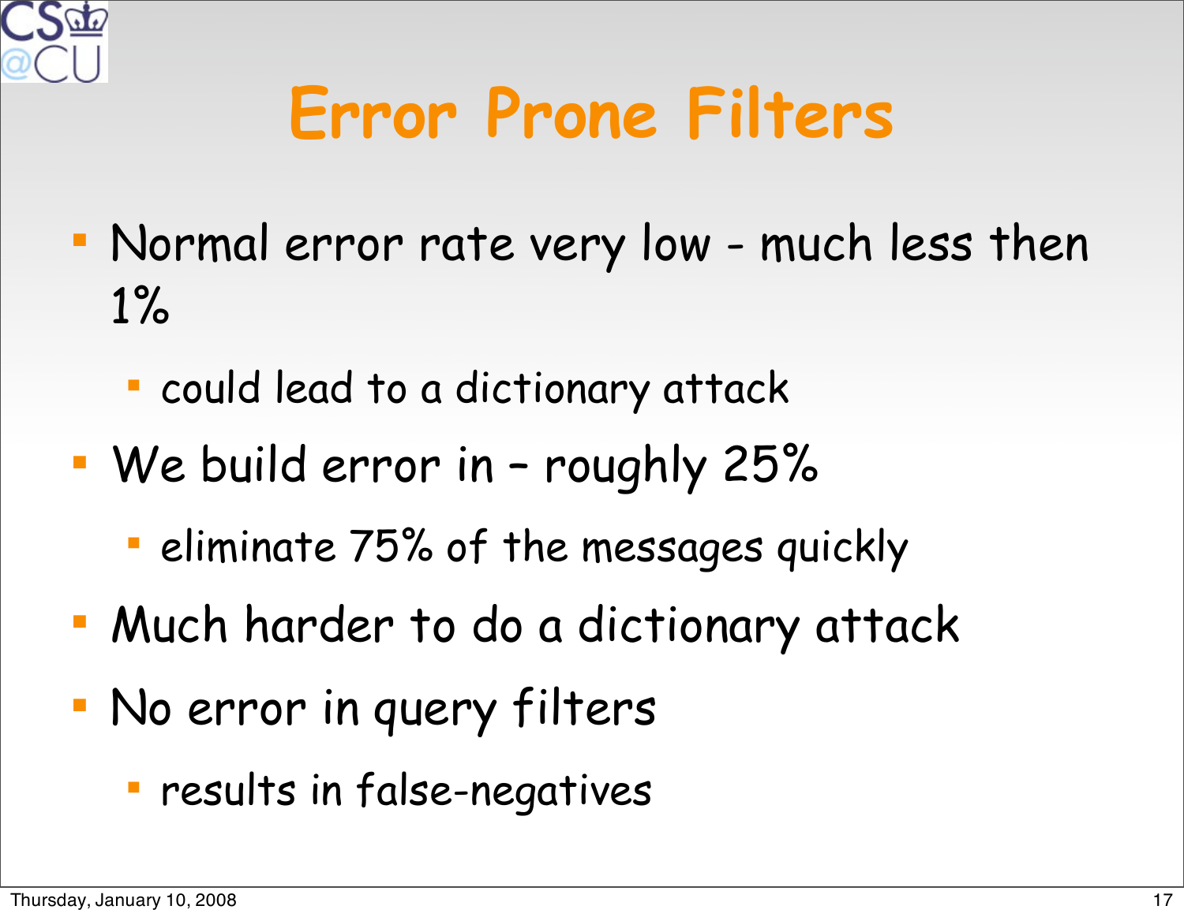# Error Prone Filters

- Normal error rate very low - much less then 1%
  - could lead to a dictionary attack
- We build error in – roughly 25%
  - eliminate 75% of the messages quickly
- Much harder to do a dictionary attack
- No error in query filters
  - results in false-negatives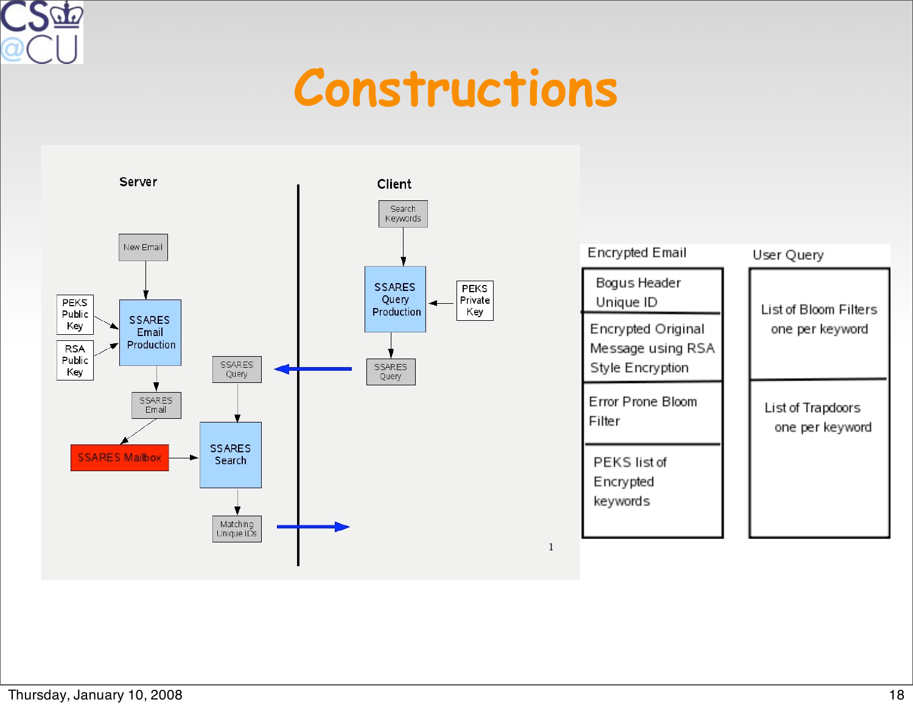# Constructions

Server

Client

Search Keywords

SSARES Query Production

PEKS Private Key

SSARES Query

New Email

PEKS Public Key

RSA Public Key

SSARES Email Production

SSARES Email

SSARES Mailbox

SSARES Query

SSARES Search

Matching Unique IDs

1

| Encrypted Email |
|---|
| Bogus Header Unique ID |
| Encrypted Original Message using RSA Style Encryption |
| Error Prone Bloom Filter |
| PEKS list of Encrypted keywords |

| User Query |
|---|
| List of Bloom Filters one per keyword |
| List of Trapdoors one per keyword |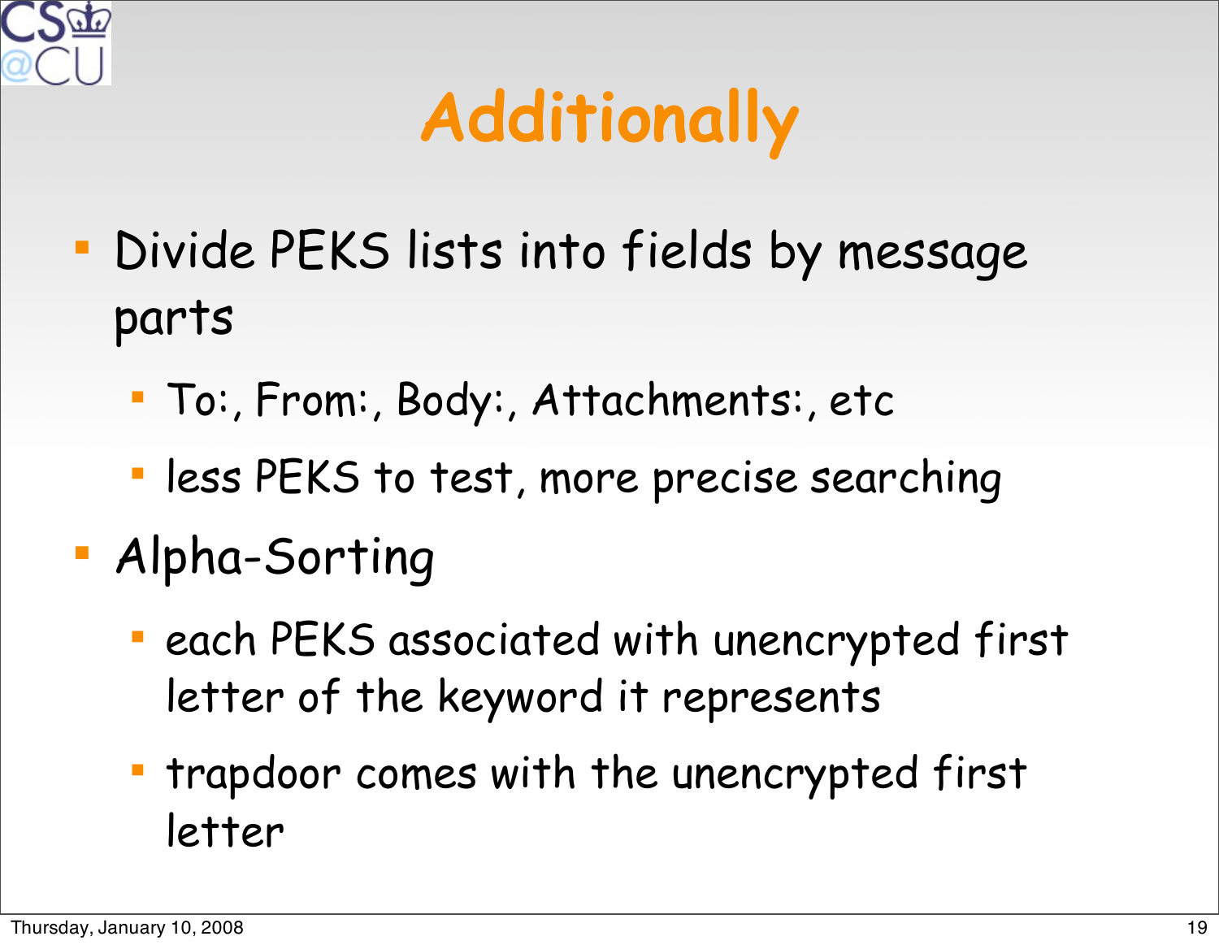# Additionally

- Divide PEKS lists into fields by message parts
  - To:, From:, Body:, Attachments:, etc
  - less PEKS to test, more precise searching
- Alpha-Sorting
  - each PEKS associated with unencrypted first letter of the keyword it represents
  - trapdoor comes with the unencrypted first letter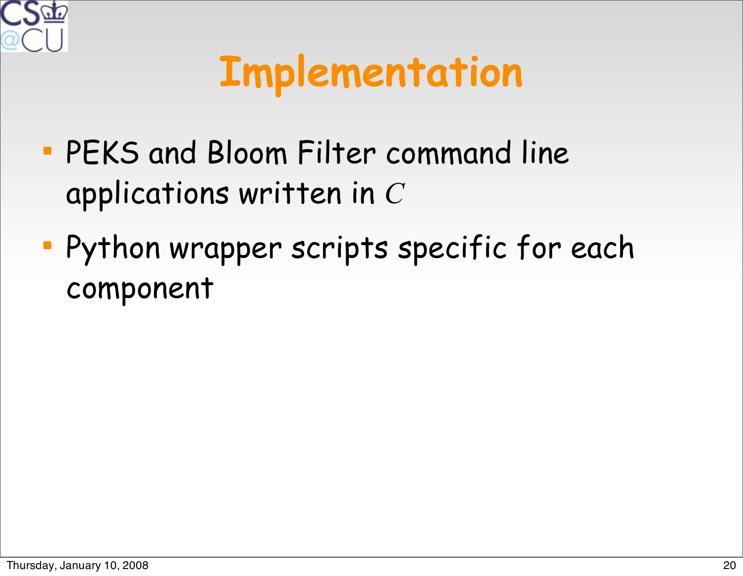# Implementation

- PEKS and Bloom Filter command line applications written in $C$
- Python wrapper scripts specific for each component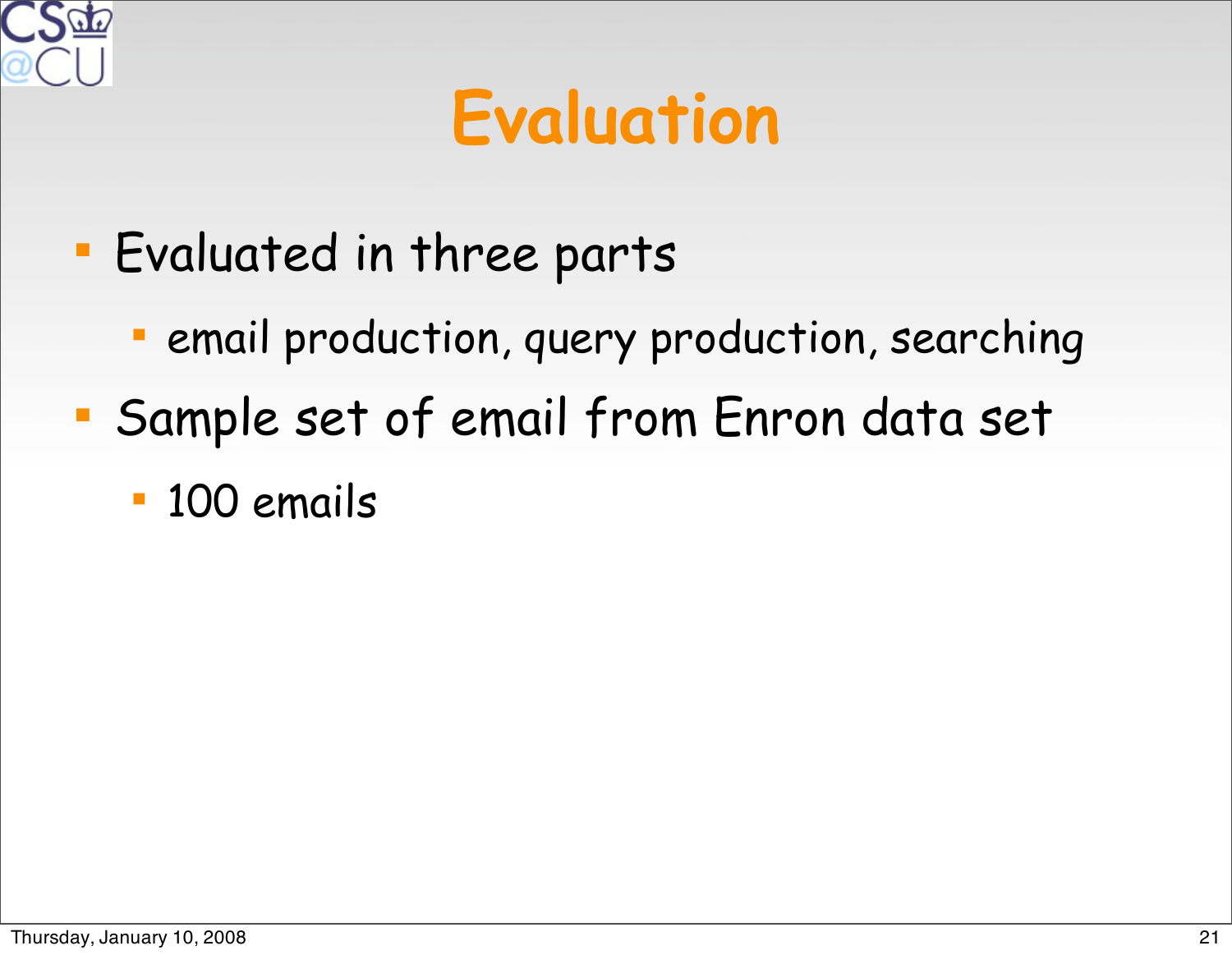# Evaluation

- Evaluated in three parts
  - email production, query production, searching
- Sample set of email from Enron data set
  - 100 emails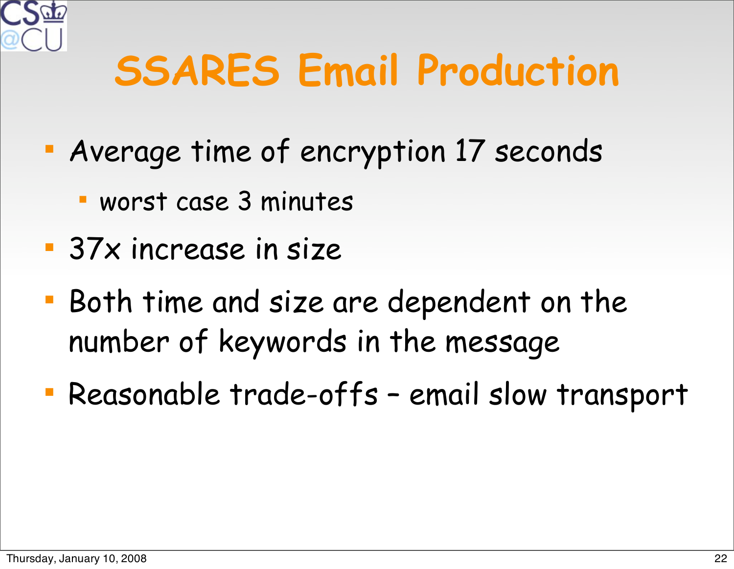# SSARES Email Production

- Average time of encryption 17 seconds
  - worst case 3 minutes
- 37x increase in size
- Both time and size are dependent on the number of keywords in the message
- Reasonable trade-offs – email slow transport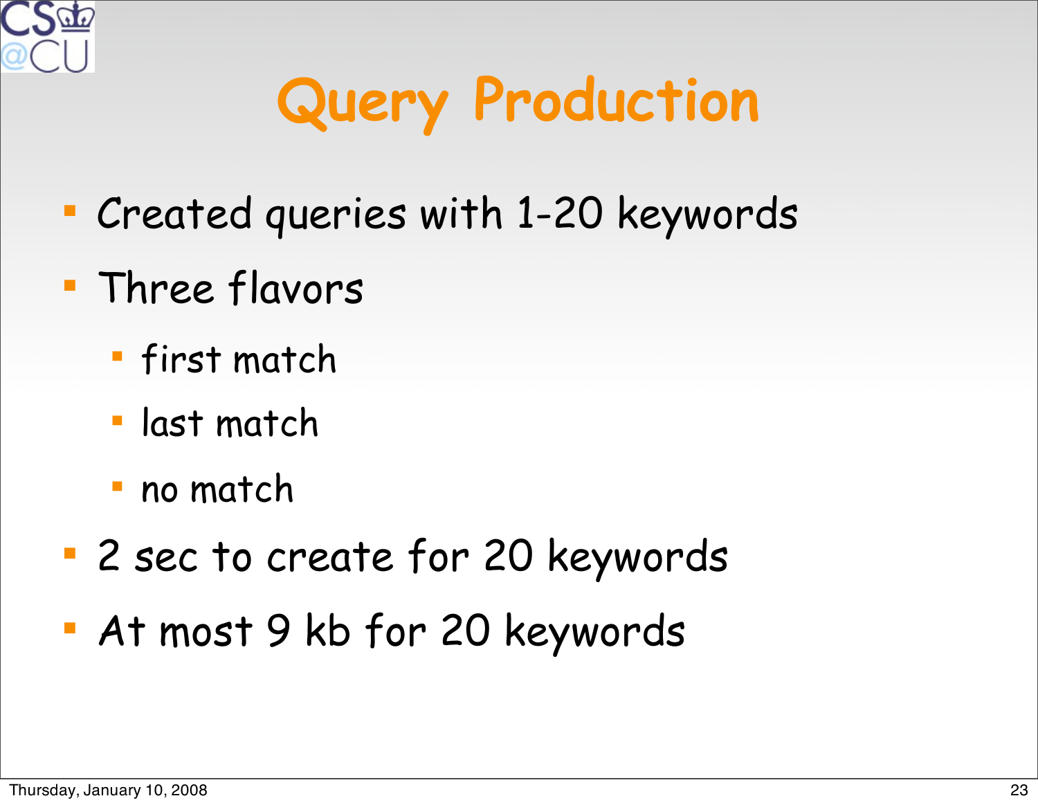# Query Production

- Created queries with 1-20 keywords
- Three flavors
  - first match
  - last match
  - no match
- 2 sec to create for 20 keywords
- At most 9 kb for 20 keywords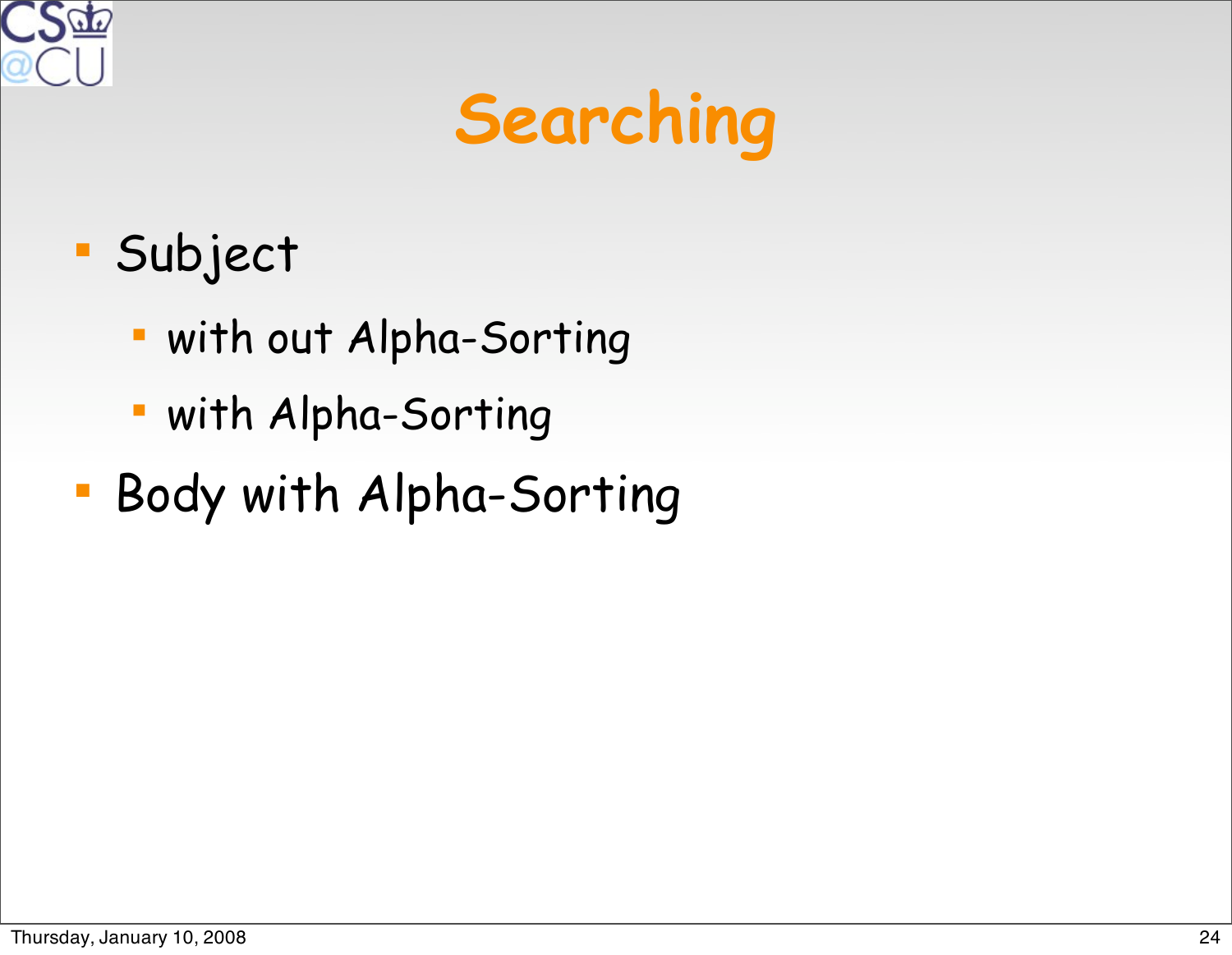# Searching

- Subject
  - with out Alpha-Sorting
  - with Alpha-Sorting
- Body with Alpha-Sorting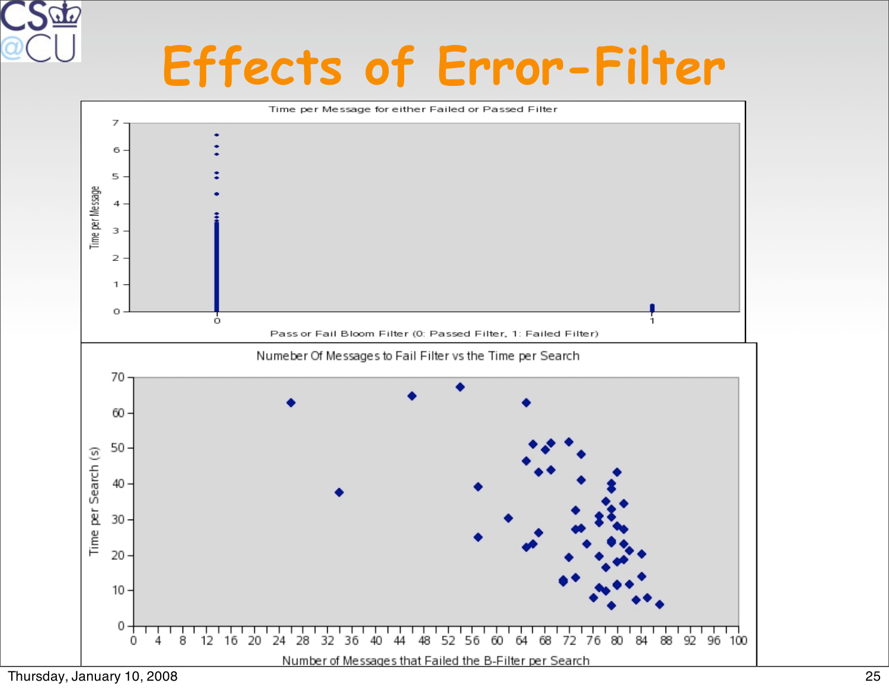# Effects of Error-Filter

Time per Message for either Failed or Passed Filter

Time per Message

Pass or Fail Bloom Filter (0: Passed Filter, 1: Failed Filter)

Numeber Of Messages to Fail Filter vs the Time per Search

Time per Search (s)

Number of Messages that Failed the B-Filter per Search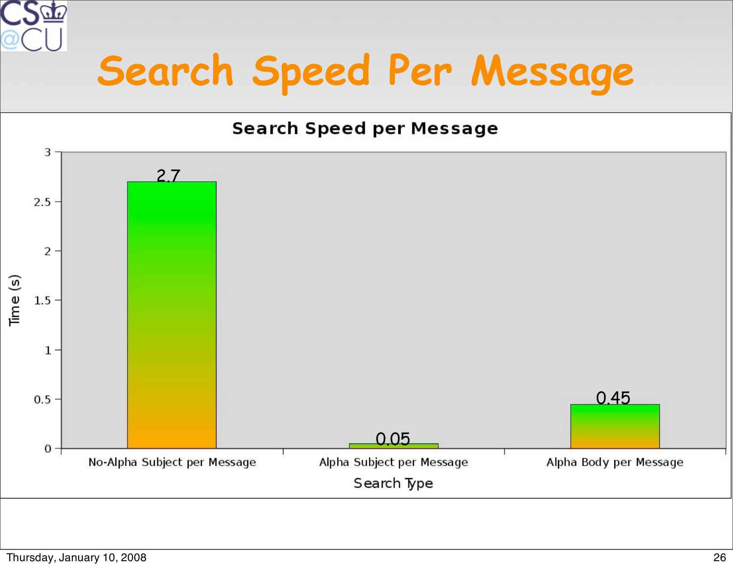# Search Speed Per Message

**Search Speed per Message**

| Search Type | Time (s) |
| --- | --- |
| No-Alpha Subject per Message | 2.7 |
| Alpha Subject per Message | 0.05 |
| Alpha Body per Message | 0.45 |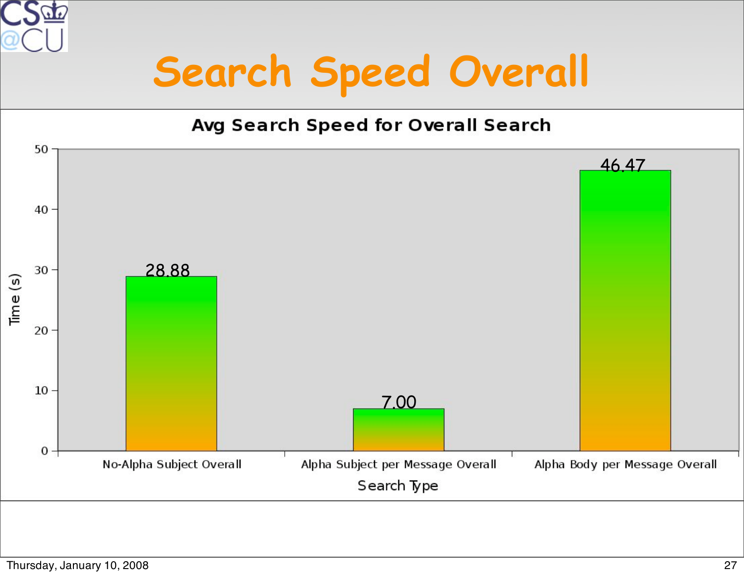# Search Speed Overall

**Avg Search Speed for Overall Search**

| Search Type | Time (s) |
|---|---|
| No-Alpha Subject Overall | 28.88 |
| Alpha Subject per Message Overall | 7.00 |
| Alpha Body per Message Overall | 46.47 |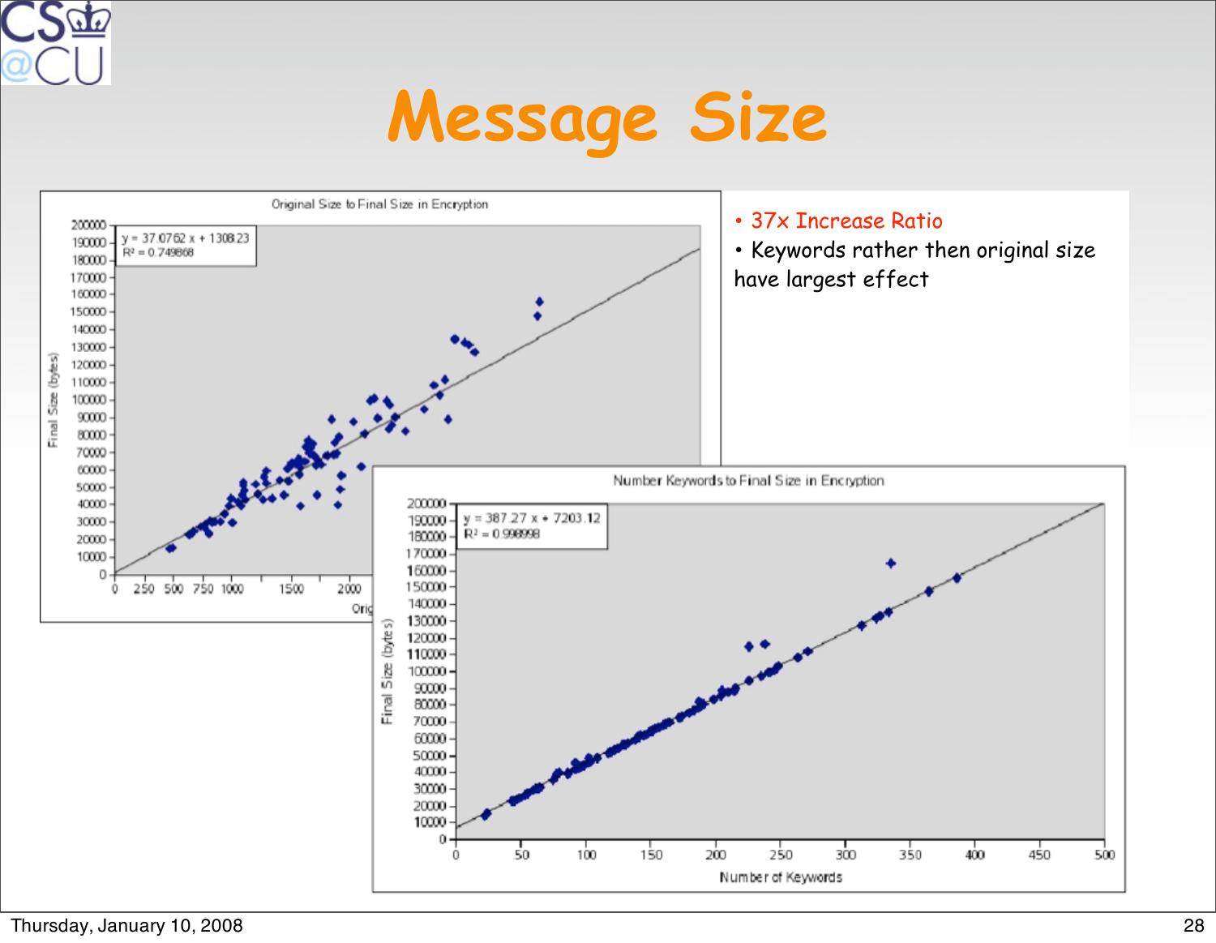# Message Size

**Original Size to Final Size in Encryption**

$y = 37.0762x + 1308.23$
$R^2 = 0.749868$

**Number Keywords to Final Size in Encryption**

$y = 387.27x + 7203.12$
$R^2 = 0.998998$

- 37x Increase Ratio
- Keywords rather then original size have largest effect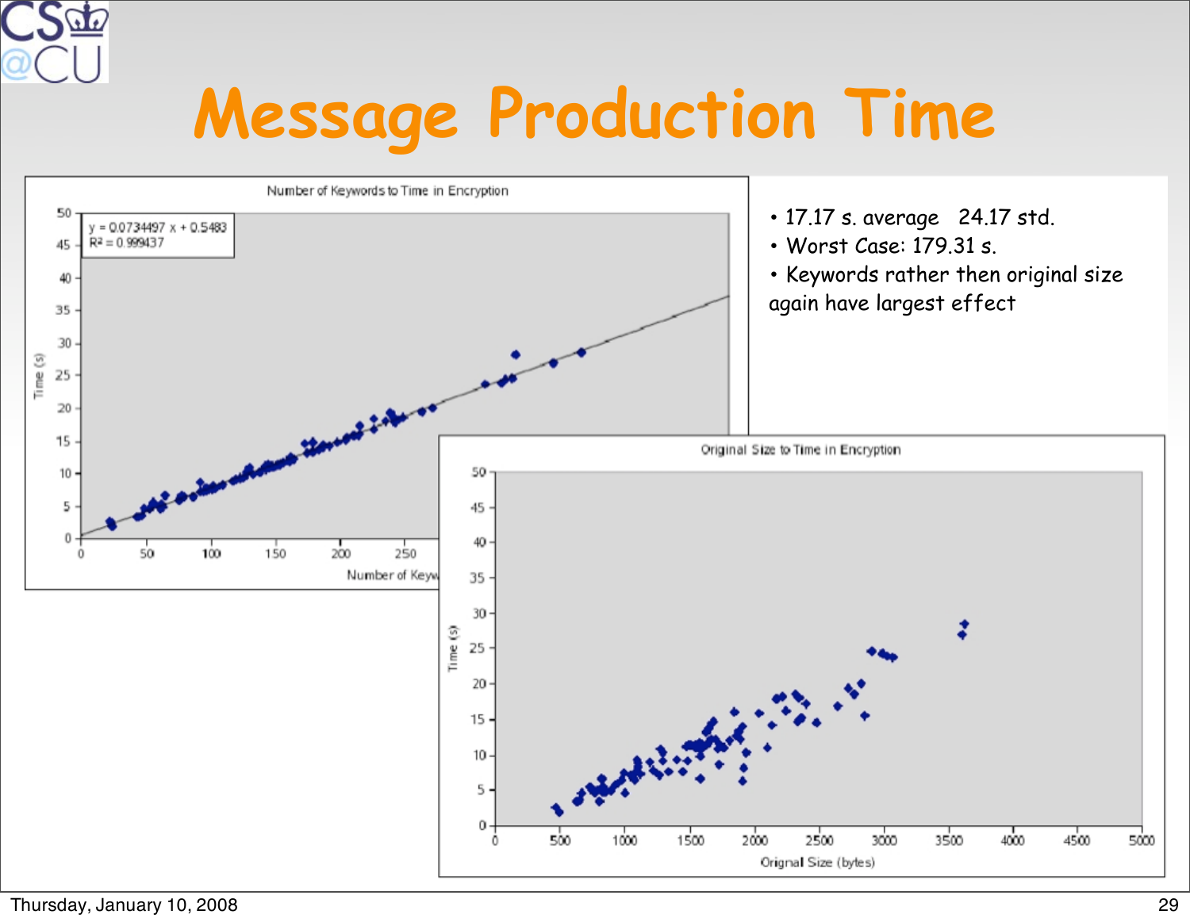# Message Production Time

- 17.17 s. average 24.17 std.
- Worst Case: 179.31 s.
- Keywords rather then original size again have largest effect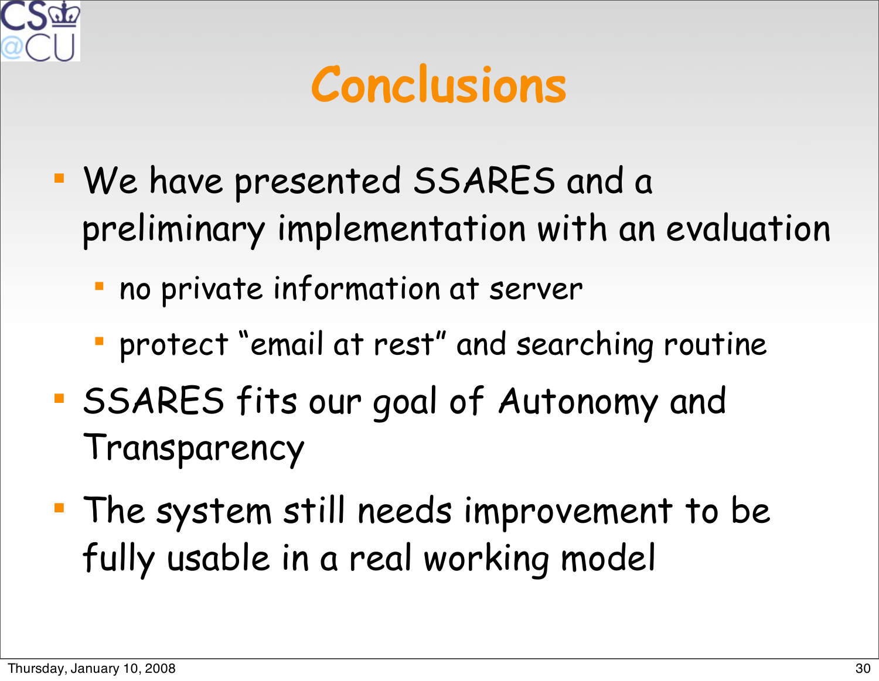# Conclusions

- We have presented SSARES and a preliminary implementation with an evaluation
  - no private information at server
  - protect “email at rest” and searching routine
- SSARES fits our goal of Autonomy and Transparency
- The system still needs improvement to be fully usable in a real working model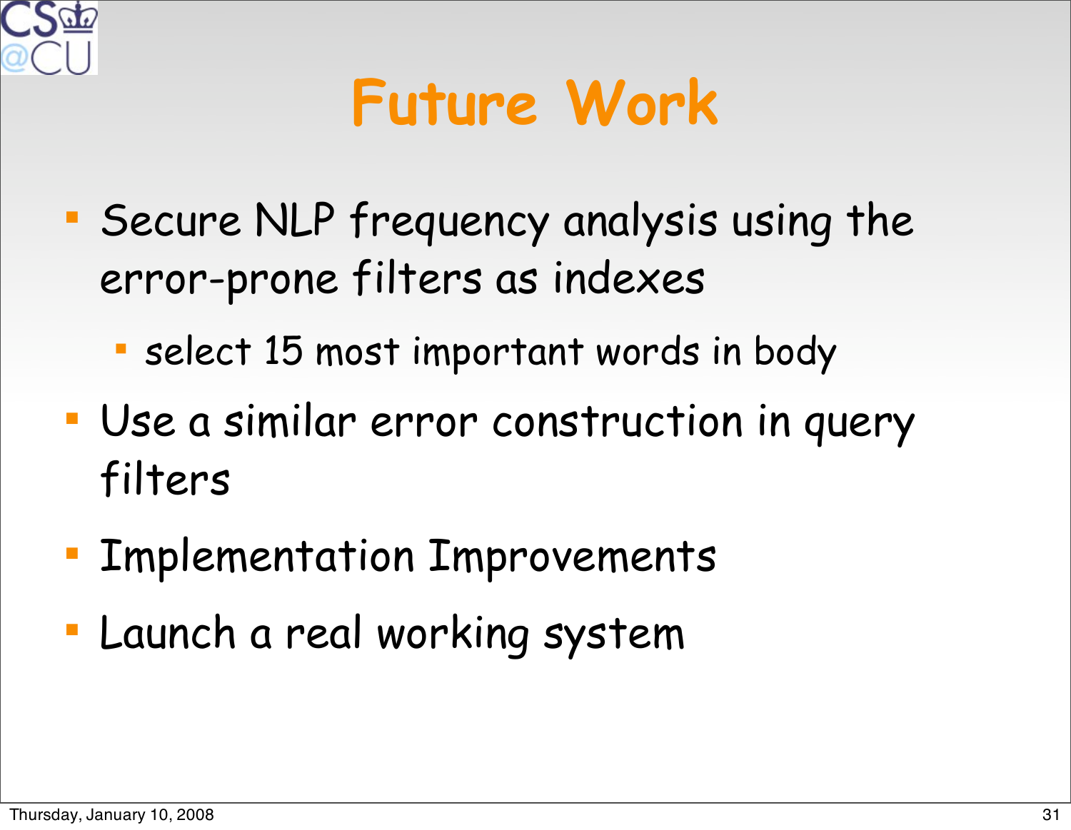# Future Work

- Secure NLP frequency analysis using the error-prone filters as indexes
  - select 15 most important words in body
- Use a similar error construction in query filters
- Implementation Improvements
- Launch a real working system